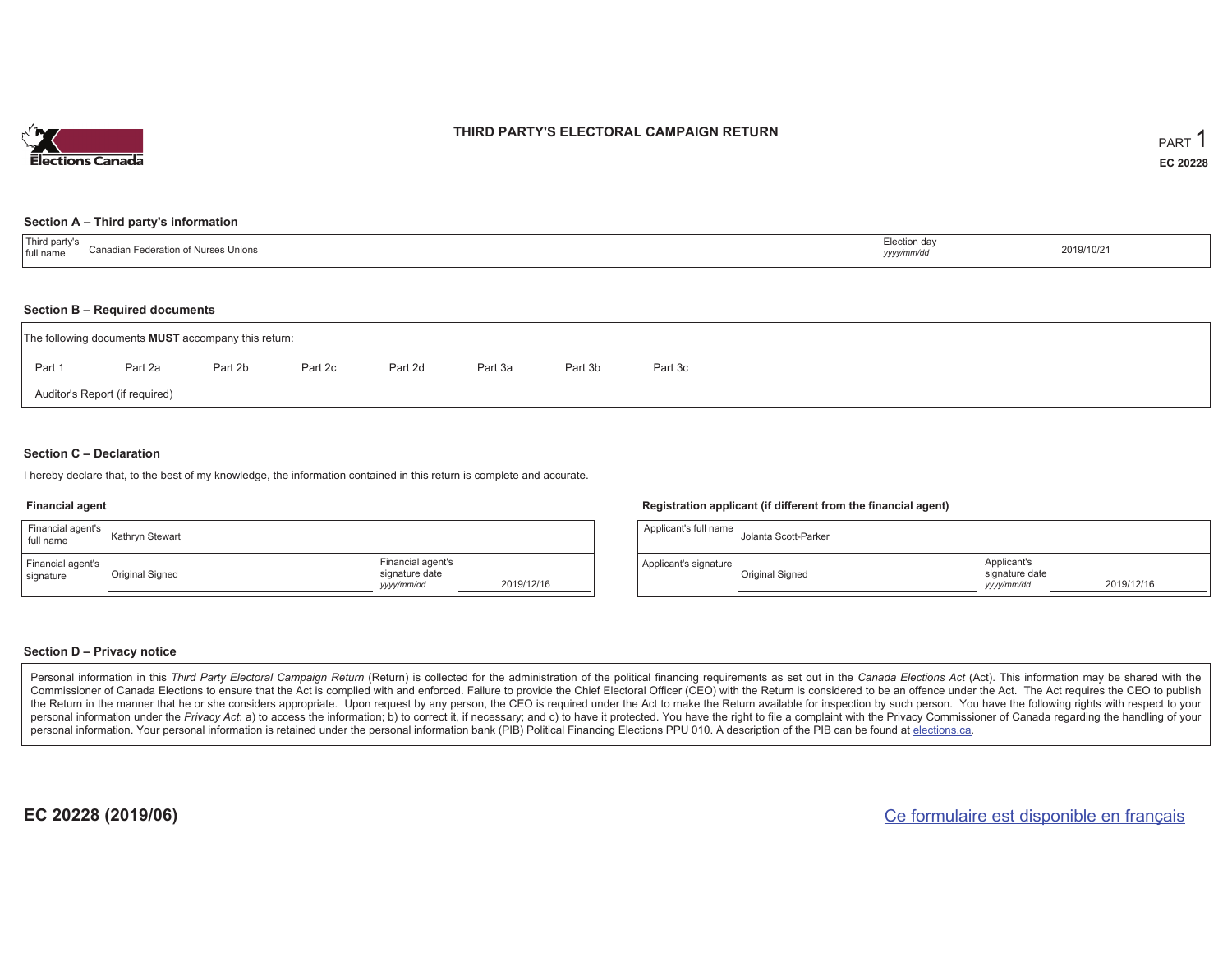Elections Canada

# THIRD PARTY'S ELECTORAL CAMPAIGN RETURN

PART 1

**EC 20228**

## Section A – Third party's information

| Third party's full name | Canadian Federation of Nurses Unions | Election day *yyyy/mm/dd* | 2019/10/21 |
|---|---|---|---|

## Section B – Required documents

The following documents **MUST** accompany this return:

Part 1 &nbsp; Part 2a &nbsp; Part 2b &nbsp; Part 2c &nbsp; Part 2d &nbsp; Part 3a &nbsp; Part 3b &nbsp; Part 3c

Auditor's Report (if required)

## Section C – Declaration

I hereby declare that, to the best of my knowledge, the information contained in this return is complete and accurate.

### Financial agent

| Financial agent's full name | Kathryn Stewart | | |
|---|---|---|---|
| Financial agent's signature | Original Signed | Financial agent's signature date *yyyy/mm/dd* | 2019/12/16 |

### Registration applicant (if different from the financial agent)

| Applicant's full name | Jolanta Scott-Parker | | |
|---|---|---|---|
| Applicant's signature | Original Signed | Applicant's signature date *yyyy/mm/dd* | 2019/12/16 |

## Section D – Privacy notice

Personal information in this *Third Party Electoral Campaign Return* (Return) is collected for the administration of the political financing requirements as set out in the *Canada Elections Act* (Act). This information may be shared with the Commissioner of Canada Elections to ensure that the Act is complied with and enforced. Failure to provide the Chief Electoral Officer (CEO) with the Return is considered to be an offence under the Act. The Act requires the CEO to publish the Return in the manner that he or she considers appropriate. Upon request by any person, the CEO is required under the Act to make the Return available for inspection by such person. You have the following rights with respect to your personal information under the *Privacy Act*: a) to access the information; b) to correct it, if necessary; and c) to have it protected. You have the right to file a complaint with the Privacy Commissioner of Canada regarding the handling of your personal information. Your personal information is retained under the personal information bank (PIB) Political Financing Elections PPU 010. A description of the PIB can be found at elections.ca.

**EC 20228 (2019/06)**

Ce formulaire est disponible en français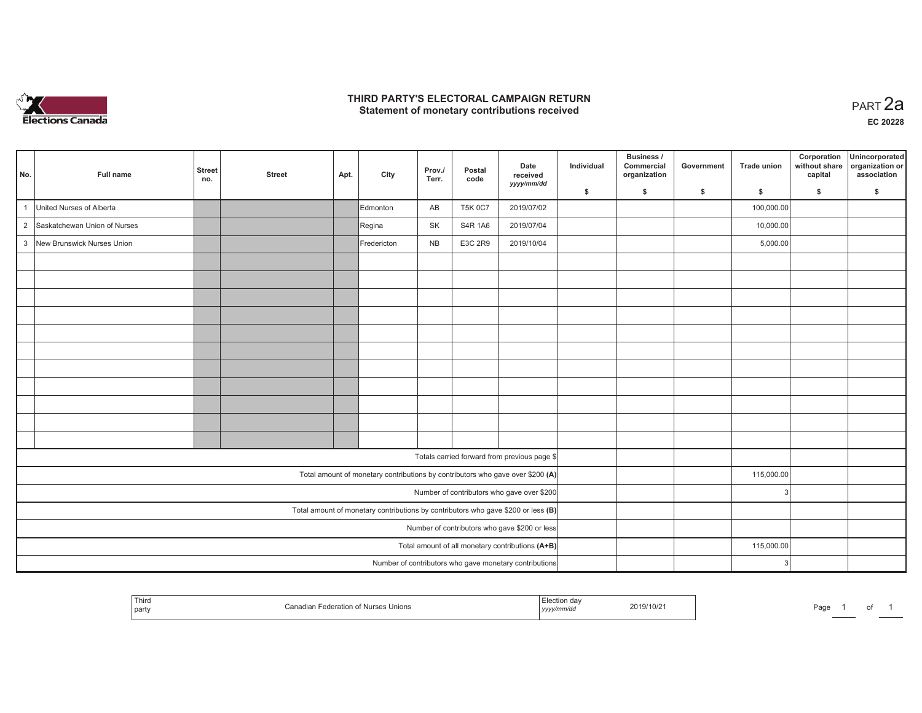# THIRD PARTY'S ELECTORAL CAMPAIGN RETURN
## Statement of monetary contributions received

PART 2a

EC 20228

| No. | Full name | Street no. | Street | Apt. | City | Prov./ Terr. | Postal code | Date received yyyy/mm/dd | Individual $ | Business / Commercial organization $ | Government $ | Trade union $ | Corporation without share capital $ | Unincorporated organization or association $ |
|---|---|---|---|---|---|---|---|---|---|---|---|---|---|---|
| 1 | United Nurses of Alberta | | | | Edmonton | AB | T5K 0C7 | 2019/07/02 | | | | 100,000.00 | | |
| 2 | Saskatchewan Union of Nurses | | | | Regina | SK | S4R 1A6 | 2019/07/04 | | | | 10,000.00 | | |
| 3 | New Brunswick Nurses Union | | | | Fredericton | NB | E3C 2R9 | 2019/10/04 | | | | 5,000.00 | | |
| | | | | | | | | | | | | | | |
| | | | | | | | | | | | | | | |
| | | | | | | | | | | | | | | |
| | | | | | | | | | | | | | | |
| | | | | | | | | | | | | | | |
| | | | | | | | | | | | | | | |
| | | | | | | | | | | | | | | |
| | | | | | | | | | | | | | | |
| | | | | | | | | | | | | | | |
| | | | | | | | | | | | | | | |
| | | | | | | | | | | | | | | |
| Totals carried forward from previous page $ | | | | | | | | | | | | | | |
| Total amount of monetary contributions by contributors who gave over $200 (A) | | | | | | | | | | | | 115,000.00 | | |
| Number of contributors who gave over $200 | | | | | | | | | | | | 3 | | |
| Total amount of monetary contributions by contributors who gave $200 or less (B) | | | | | | | | | | | | | | |
| Number of contributors who gave $200 or less | | | | | | | | | | | | | | |
| Total amount of all monetary contributions (A+B) | | | | | | | | | | | | 115,000.00 | | |
| Number of contributors who gave monetary contributions | | | | | | | | | | | | 3 | | |

| Third party | Canadian Federation of Nurses Unions | Election day yyyy/mm/dd | 2019/10/21 |
|---|---|---|---|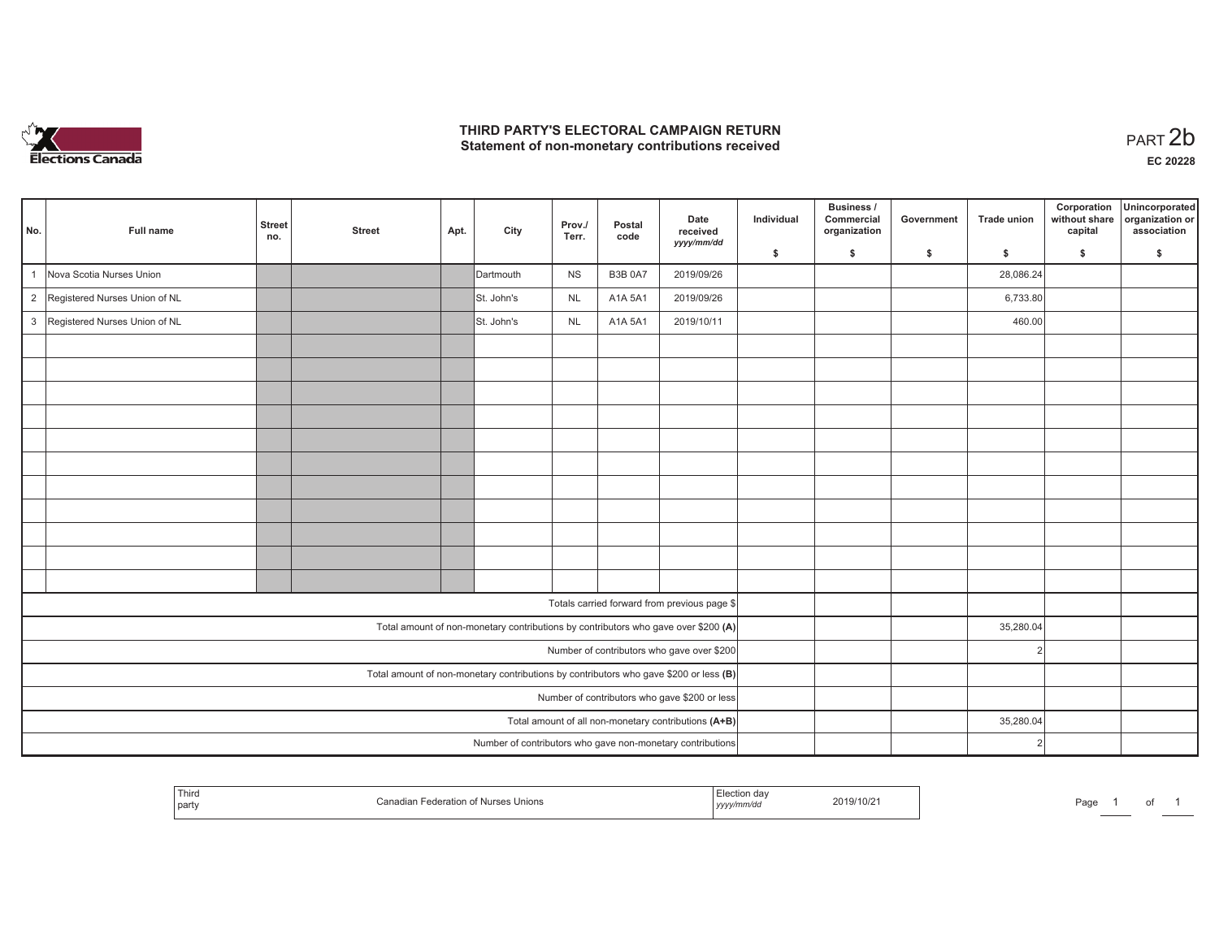# THIRD PARTY'S ELECTORAL CAMPAIGN RETURN
## Statement of non-monetary contributions received

PART 2b

**EC 20228**

| No. | Full name | Street no. | Street | Apt. | City | Prov./Terr. | Postal code | Date received yyyy/mm/dd | Individual $ | Business / Commercial organization $ | Government $ | Trade union $ | Corporation without share capital $ | Unincorporated organization or association $ |
|---|---|---|---|---|---|---|---|---|---|---|---|---|---|---|
| 1 | Nova Scotia Nurses Union | | | | Dartmouth | NS | B3B 0A7 | 2019/09/26 | | | | 28,086.24 | | |
| 2 | Registered Nurses Union of NL | | | | St. John's | NL | A1A 5A1 | 2019/09/26 | | | | 6,733.80 | | |
| 3 | Registered Nurses Union of NL | | | | St. John's | NL | A1A 5A1 | 2019/10/11 | | | | 460.00 | | |
| | | | | | | | | | | | | | | |
| | | | | | | | | | | | | | | |
| | | | | | | | | | | | | | | |
| | | | | | | | | | | | | | | |
| | | | | | | | | | | | | | | |
| | | | | | | | | | | | | | | |
| | | | | | | | | | | | | | | |
| | | | | | | | | | | | | | | |
| | | | | | | | | | | | | | | |
| | | | | | | | | | | | | | | |
| | | | | | | | | | | | | | | |
| Totals carried forward from previous page $ | | | | | | | | | | | | | | |
| Total amount of non-monetary contributions by contributors who gave over $200 (A) | | | | | | | | | | | | 35,280.04 | | |
| Number of contributors who gave over $200 | | | | | | | | | | | | 2 | | |
| Total amount of non-monetary contributions by contributors who gave $200 or less (B) | | | | | | | | | | | | | | |
| Number of contributors who gave $200 or less | | | | | | | | | | | | | | |
| Total amount of all non-monetary contributions (A+B) | | | | | | | | | | | | 35,280.04 | | |
| Number of contributors who gave non-monetary contributions | | | | | | | | | | | | 2 | | |

| Third party | Canadian Federation of Nurses Unions | Election day yyyy/mm/dd | 2019/10/21 |
|---|---|---|---|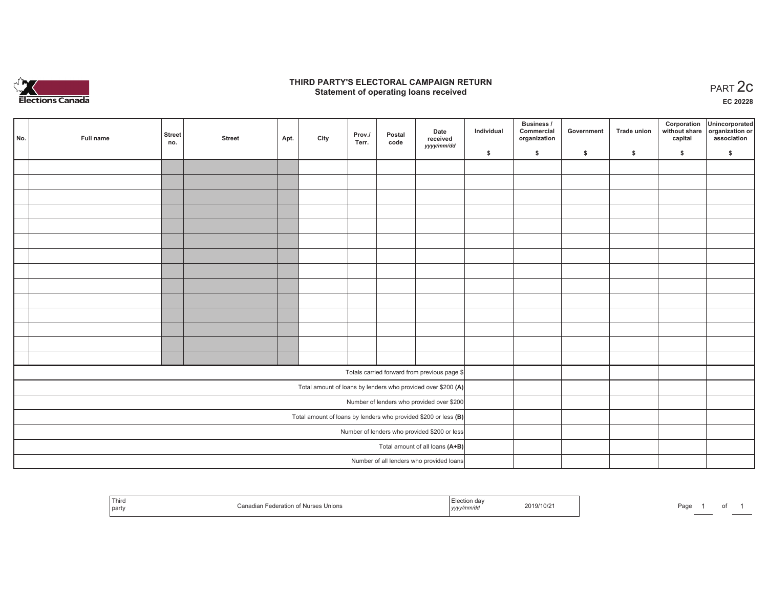# THIRD PARTY'S ELECTORAL CAMPAIGN RETURN

## Statement of operating loans received

PART 2c

EC 20228

| No. | Full name | Street no. | Street | Apt. | City | Prov./ Terr. | Postal code | Date received yyyy/mm/dd | Individual $ | Business / Commercial organization $ | Government $ | Trade union $ | Corporation without share capital $ | Unincorporated organization or association $ |
|---|---|---|---|---|---|---|---|---|---|---|---|---|---|---|
| | | | | | | | | | | | | | | |
| | | | | | | | | | | | | | | |
| | | | | | | | | | | | | | | |
| | | | | | | | | | | | | | | |
| | | | | | | | | | | | | | | |
| | | | | | | | | | | | | | | |
| | | | | | | | | | | | | | | |
| | | | | | | | | | | | | | | |
| | | | | | | | | | | | | | | |
| | | | | | | | | | | | | | | |
| | | | | | | | | | | | | | | |
| | | | | | | | | | | | | | | |
| | | | | | | | | | | | | | | |
| | | | | | | | | | | | | | | |
| Totals carried forward from previous page $ | | | | | | | | | | | | | | |
| Total amount of loans by lenders who provided over $200 **(A)** | | | | | | | | | | | | | | |
| Number of lenders who provided over $200 | | | | | | | | | | | | | | |
| Total amount of loans by lenders who provided $200 or less **(B)** | | | | | | | | | | | | | | |
| Number of lenders who provided $200 or less | | | | | | | | | | | | | | |
| Total amount of all loans **(A+B)** | | | | | | | | | | | | | | |
| Number of all lenders who provided loans | | | | | | | | | | | | | | |

| Third party | Canadian Federation of Nurses Unions | Election day yyyy/mm/dd | 2019/10/21 |
|---|---|---|---|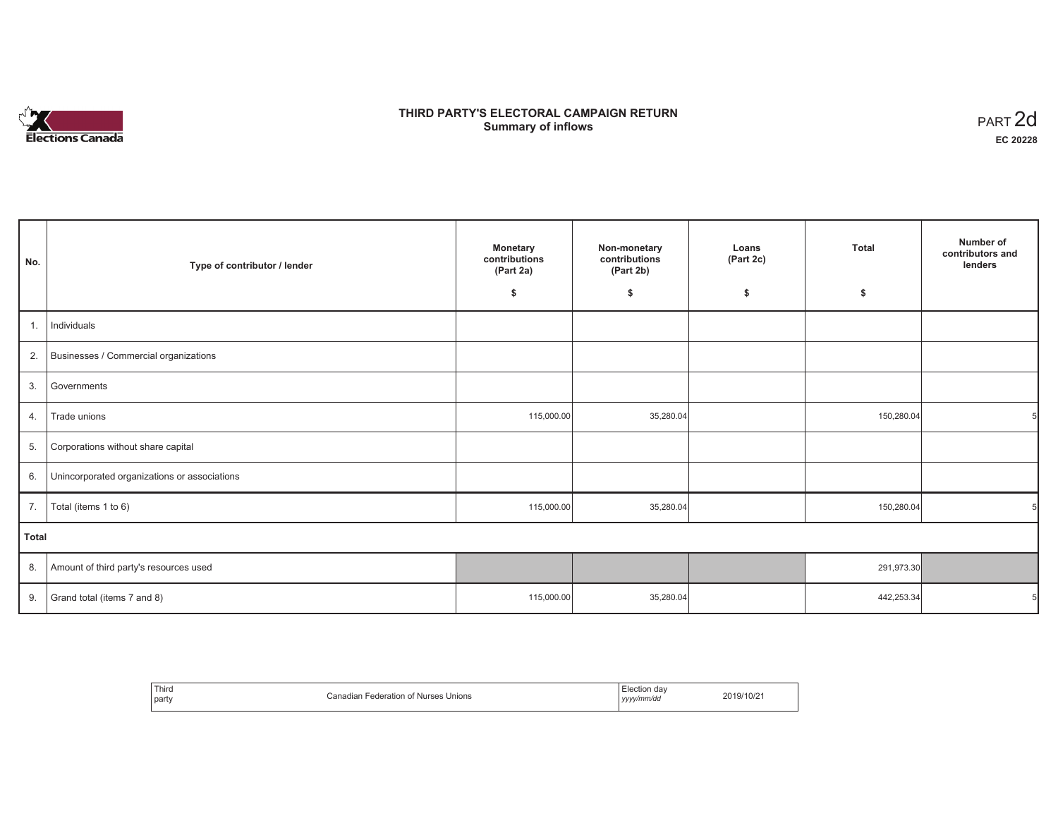# THIRD PARTY'S ELECTORAL CAMPAIGN RETURN
## Summary of inflows

PART 2d
**EC 20228**

| No. | Type of contributor / lender | Monetary contributions (Part 2a) $ | Non-monetary contributions (Part 2b) $ | Loans (Part 2c) $ | Total $ | Number of contributors and lenders |
|---|---|---|---|---|---|---|
| 1. | Individuals | | | | | |
| 2. | Businesses / Commercial organizations | | | | | |
| 3. | Governments | | | | | |
| 4. | Trade unions | 115,000.00 | 35,280.04 | | 150,280.04 | 5 |
| 5. | Corporations without share capital | | | | | |
| 6. | Unincorporated organizations or associations | | | | | |
| 7. | Total (items 1 to 6) | 115,000.00 | 35,280.04 | | 150,280.04 | 5 |
| **Total** | | | | | | |
| 8. | Amount of third party's resources used | | | | 291,973.30 | |
| 9. | Grand total (items 7 and 8) | 115,000.00 | 35,280.04 | | 442,253.34 | 5 |

| Third party | Canadian Federation of Nurses Unions | Election day *yyyy/mm/dd* | 2019/10/21 |
|---|---|---|---|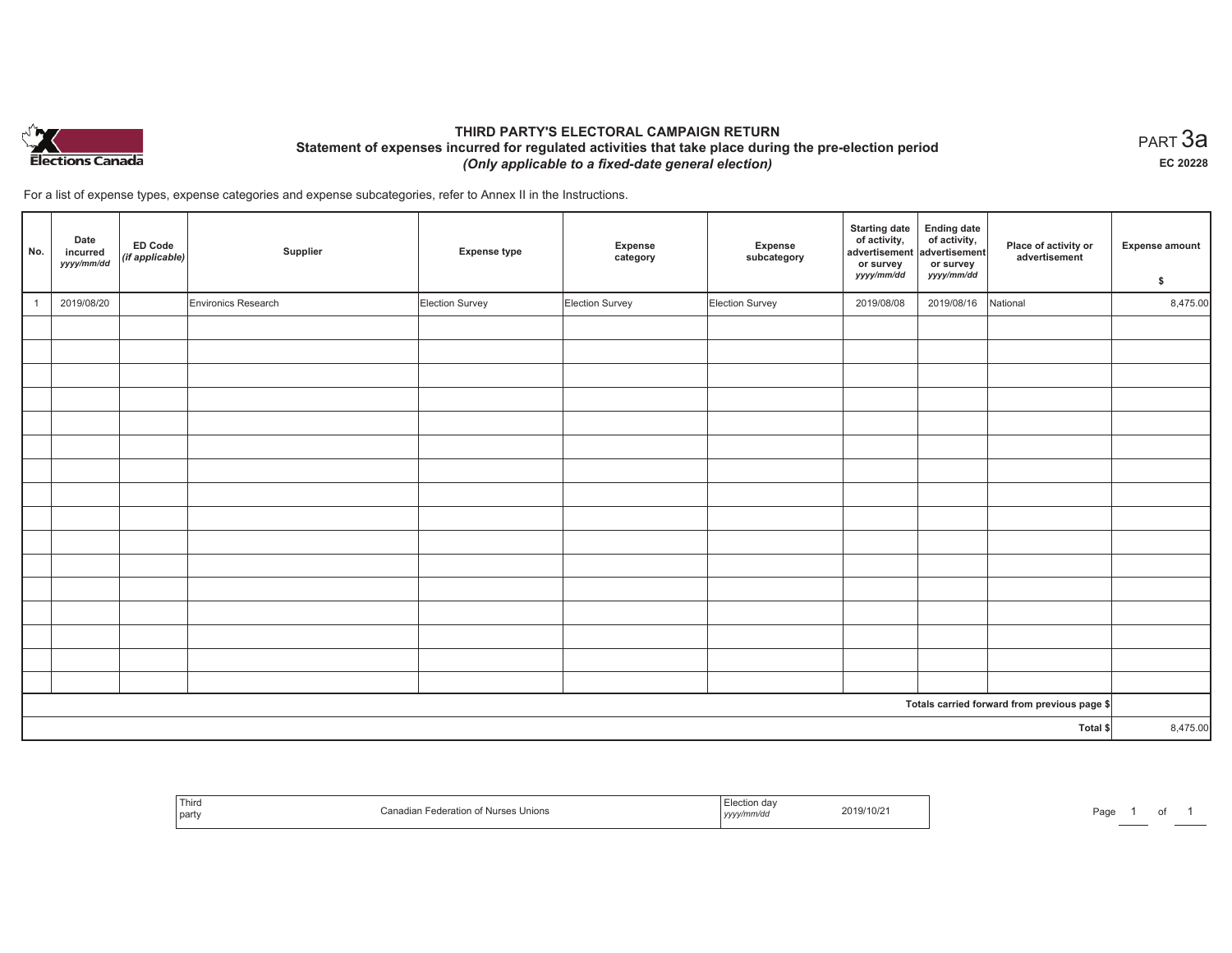# THIRD PARTY'S ELECTORAL CAMPAIGN RETURN

## Statement of expenses incurred for regulated activities that take place during the pre-election period

*(Only applicable to a fixed-date general election)*

PART 3a

EC 20228

For a list of expense types, expense categories and expense subcategories, refer to Annex II in the Instructions.

| No. | Date incurred *yyyy/mm/dd* | ED Code *(if applicable)* | Supplier | Expense type | Expense category | Expense subcategory | Starting date of activity, advertisement or survey *yyyy/mm/dd* | Ending date of activity, advertisement or survey *yyyy/mm/dd* | Place of activity or advertisement | Expense amount $ |
|---|---|---|---|---|---|---|---|---|---|---|
| 1 | 2019/08/20 | | Environics Research | Election Survey | Election Survey | Election Survey | 2019/08/08 | 2019/08/16 | National | 8,475.00 |
| | | | | | | | | | | |
| | | | | | | | | | | |
| | | | | | | | | | | |
| | | | | | | | | | | |
| | | | | | | | | | | |
| | | | | | | | | | | |
| | | | | | | | | | | |
| | | | | | | | | | | |
| | | | | | | | | | | |
| | | | | | | | | | | |
| | | | | | | | | | | |
| | | | | | | | | | | |
| | | | | | | | | | | |
| | | | | | | | | | | |
| | | | | | | | | | | |
| | | | | | | | | | | |
| | | | | | | | | | Totals carried forward from previous page $ | |
| | | | | | | | | | Total $ | 8,475.00 |

| Third party | Canadian Federation of Nurses Unions | Election day *yyyy/mm/dd* | 2019/10/21 |
|---|---|---|---|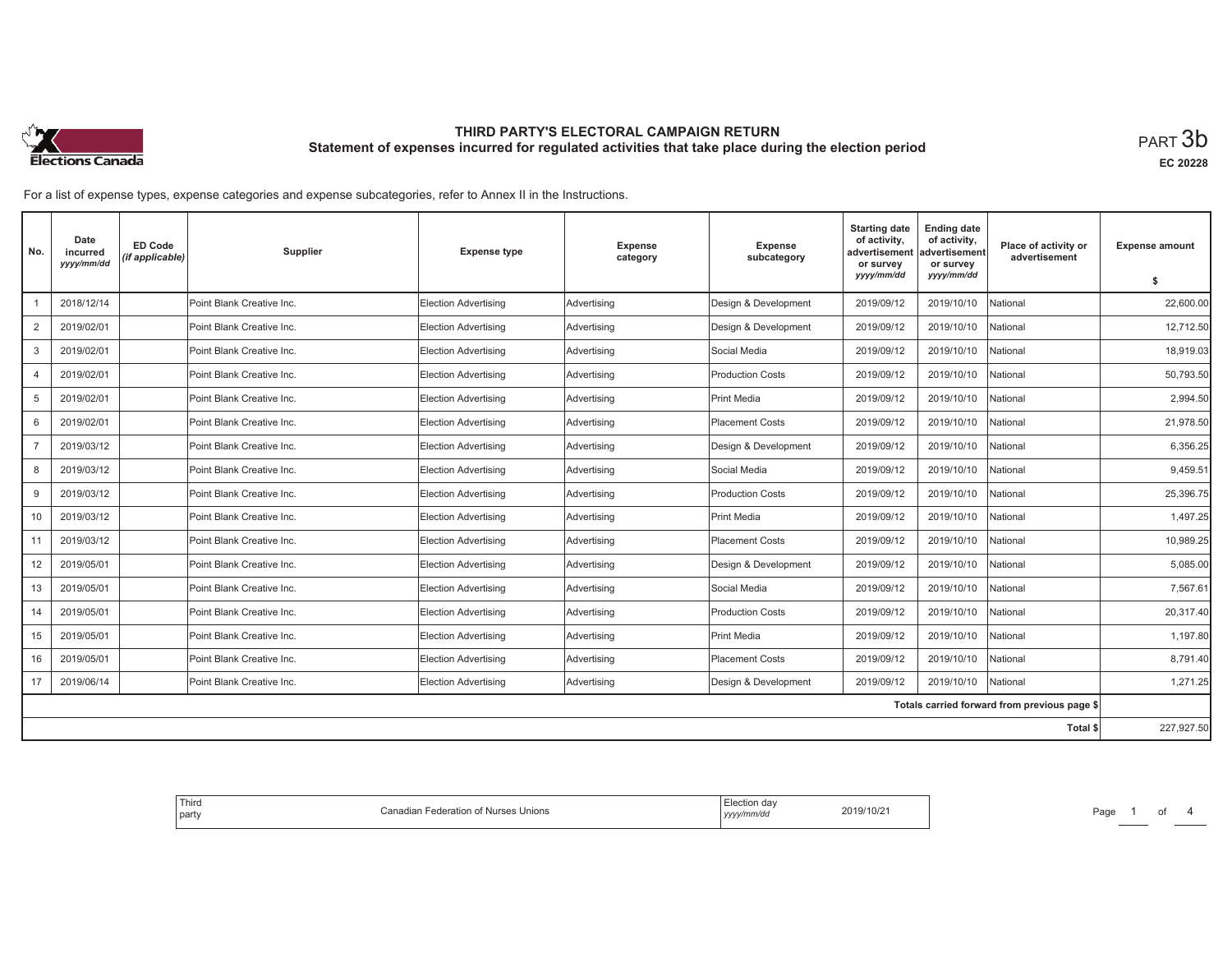# THIRD PARTY'S ELECTORAL CAMPAIGN RETURN

## Statement of expenses incurred for regulated activities that take place during the election period

PART 3b

EC 20228

For a list of expense types, expense categories and expense subcategories, refer to Annex II in the Instructions.

| No. | Date incurred *yyyy/mm/dd* | ED Code *(if applicable)* | Supplier | Expense type | Expense category | Expense subcategory | Starting date of activity, advertisement or survey *yyyy/mm/dd* | Ending date of activity, advertisement or survey *yyyy/mm/dd* | Place of activity or advertisement | Expense amount $ |
|---|---|---|---|---|---|---|---|---|---|---|
| 1 | 2018/12/14 | | Point Blank Creative Inc. | Election Advertising | Advertising | Design & Development | 2019/09/12 | 2019/10/10 | National | 22,600.00 |
| 2 | 2019/02/01 | | Point Blank Creative Inc. | Election Advertising | Advertising | Design & Development | 2019/09/12 | 2019/10/10 | National | 12,712.50 |
| 3 | 2019/02/01 | | Point Blank Creative Inc. | Election Advertising | Advertising | Social Media | 2019/09/12 | 2019/10/10 | National | 18,919.03 |
| 4 | 2019/02/01 | | Point Blank Creative Inc. | Election Advertising | Advertising | Production Costs | 2019/09/12 | 2019/10/10 | National | 50,793.50 |
| 5 | 2019/02/01 | | Point Blank Creative Inc. | Election Advertising | Advertising | Print Media | 2019/09/12 | 2019/10/10 | National | 2,994.50 |
| 6 | 2019/02/01 | | Point Blank Creative Inc. | Election Advertising | Advertising | Placement Costs | 2019/09/12 | 2019/10/10 | National | 21,978.50 |
| 7 | 2019/03/12 | | Point Blank Creative Inc. | Election Advertising | Advertising | Design & Development | 2019/09/12 | 2019/10/10 | National | 6,356.25 |
| 8 | 2019/03/12 | | Point Blank Creative Inc. | Election Advertising | Advertising | Social Media | 2019/09/12 | 2019/10/10 | National | 9,459.51 |
| 9 | 2019/03/12 | | Point Blank Creative Inc. | Election Advertising | Advertising | Production Costs | 2019/09/12 | 2019/10/10 | National | 25,396.75 |
| 10 | 2019/03/12 | | Point Blank Creative Inc. | Election Advertising | Advertising | Print Media | 2019/09/12 | 2019/10/10 | National | 1,497.25 |
| 11 | 2019/03/12 | | Point Blank Creative Inc. | Election Advertising | Advertising | Placement Costs | 2019/09/12 | 2019/10/10 | National | 10,989.25 |
| 12 | 2019/05/01 | | Point Blank Creative Inc. | Election Advertising | Advertising | Design & Development | 2019/09/12 | 2019/10/10 | National | 5,085.00 |
| 13 | 2019/05/01 | | Point Blank Creative Inc. | Election Advertising | Advertising | Social Media | 2019/09/12 | 2019/10/10 | National | 7,567.61 |
| 14 | 2019/05/01 | | Point Blank Creative Inc. | Election Advertising | Advertising | Production Costs | 2019/09/12 | 2019/10/10 | National | 20,317.40 |
| 15 | 2019/05/01 | | Point Blank Creative Inc. | Election Advertising | Advertising | Print Media | 2019/09/12 | 2019/10/10 | National | 1,197.80 |
| 16 | 2019/05/01 | | Point Blank Creative Inc. | Election Advertising | Advertising | Placement Costs | 2019/09/12 | 2019/10/10 | National | 8,791.40 |
| 17 | 2019/06/14 | | Point Blank Creative Inc. | Election Advertising | Advertising | Design & Development | 2019/09/12 | 2019/10/10 | National | 1,271.25 |
| | | | | | | | | | Totals carried forward from previous page $ | |
| | | | | | | | | | Total $ | 227,927.50 |

| Third party | Canadian Federation of Nurses Unions | Election day *yyyy/mm/dd* | 2019/10/21 |
|---|---|---|---|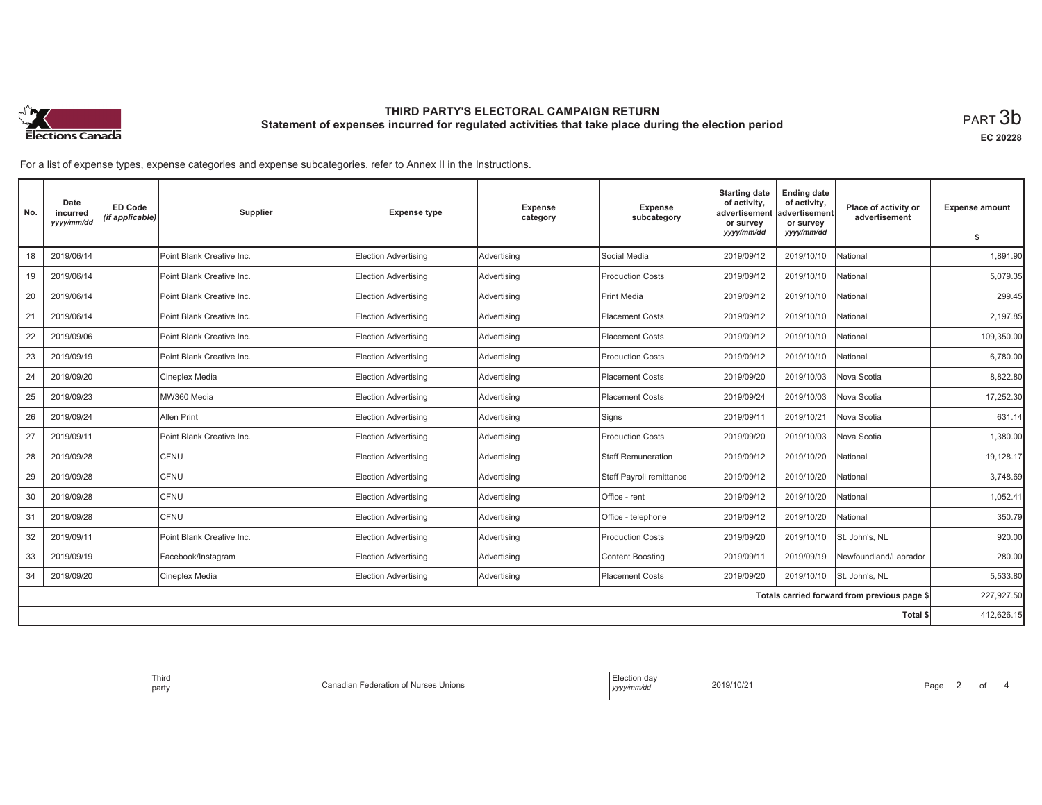# THIRD PARTY'S ELECTORAL CAMPAIGN RETURN

## Statement of expenses incurred for regulated activities that take place during the election period

PART 3b

EC 20228

For a list of expense types, expense categories and expense subcategories, refer to Annex II in the Instructions.

| No. | Date incurred *yyyy/mm/dd* | ED Code *(if applicable)* | Supplier | Expense type | Expense category | Expense subcategory | Starting date of activity, advertisement or survey *yyyy/mm/dd* | Ending date of activity, advertisement or survey *yyyy/mm/dd* | Place of activity or advertisement | Expense amount $ |
|---|---|---|---|---|---|---|---|---|---|---|
| 18 | 2019/06/14 | | Point Blank Creative Inc. | Election Advertising | Advertising | Social Media | 2019/09/12 | 2019/10/10 | National | 1,891.90 |
| 19 | 2019/06/14 | | Point Blank Creative Inc. | Election Advertising | Advertising | Production Costs | 2019/09/12 | 2019/10/10 | National | 5,079.35 |
| 20 | 2019/06/14 | | Point Blank Creative Inc. | Election Advertising | Advertising | Print Media | 2019/09/12 | 2019/10/10 | National | 299.45 |
| 21 | 2019/06/14 | | Point Blank Creative Inc. | Election Advertising | Advertising | Placement Costs | 2019/09/12 | 2019/10/10 | National | 2,197.85 |
| 22 | 2019/09/06 | | Point Blank Creative Inc. | Election Advertising | Advertising | Placement Costs | 2019/09/12 | 2019/10/10 | National | 109,350.00 |
| 23 | 2019/09/19 | | Point Blank Creative Inc. | Election Advertising | Advertising | Production Costs | 2019/09/12 | 2019/10/10 | National | 6,780.00 |
| 24 | 2019/09/20 | | Cineplex Media | Election Advertising | Advertising | Placement Costs | 2019/09/20 | 2019/10/03 | Nova Scotia | 8,822.80 |
| 25 | 2019/09/23 | | MW360 Media | Election Advertising | Advertising | Placement Costs | 2019/09/24 | 2019/10/03 | Nova Scotia | 17,252.30 |
| 26 | 2019/09/24 | | Allen Print | Election Advertising | Advertising | Signs | 2019/09/11 | 2019/10/21 | Nova Scotia | 631.14 |
| 27 | 2019/09/11 | | Point Blank Creative Inc. | Election Advertising | Advertising | Production Costs | 2019/09/20 | 2019/10/03 | Nova Scotia | 1,380.00 |
| 28 | 2019/09/28 | | CFNU | Election Advertising | Advertising | Staff Remuneration | 2019/09/12 | 2019/10/20 | National | 19,128.17 |
| 29 | 2019/09/28 | | CFNU | Election Advertising | Advertising | Staff Payroll remittance | 2019/09/12 | 2019/10/20 | National | 3,748.69 |
| 30 | 2019/09/28 | | CFNU | Election Advertising | Advertising | Office - rent | 2019/09/12 | 2019/10/20 | National | 1,052.41 |
| 31 | 2019/09/28 | | CFNU | Election Advertising | Advertising | Office - telephone | 2019/09/12 | 2019/10/20 | National | 350.79 |
| 32 | 2019/09/11 | | Point Blank Creative Inc. | Election Advertising | Advertising | Production Costs | 2019/09/20 | 2019/10/10 | St. John's, NL | 920.00 |
| 33 | 2019/09/19 | | Facebook/Instagram | Election Advertising | Advertising | Content Boosting | 2019/09/11 | 2019/09/19 | Newfoundland/Labrador | 280.00 |
| 34 | 2019/09/20 | | Cineplex Media | Election Advertising | Advertising | Placement Costs | 2019/09/20 | 2019/10/10 | St. John's, NL | 5,533.80 |
| | | | | | | | | | Totals carried forward from previous page $ | 227,927.50 |
| | | | | | | | | | Total $ | 412,626.15 |

| Third party | Canadian Federation of Nurses Unions | Election day *yyyy/mm/dd* | 2019/10/21 |
|---|---|---|---|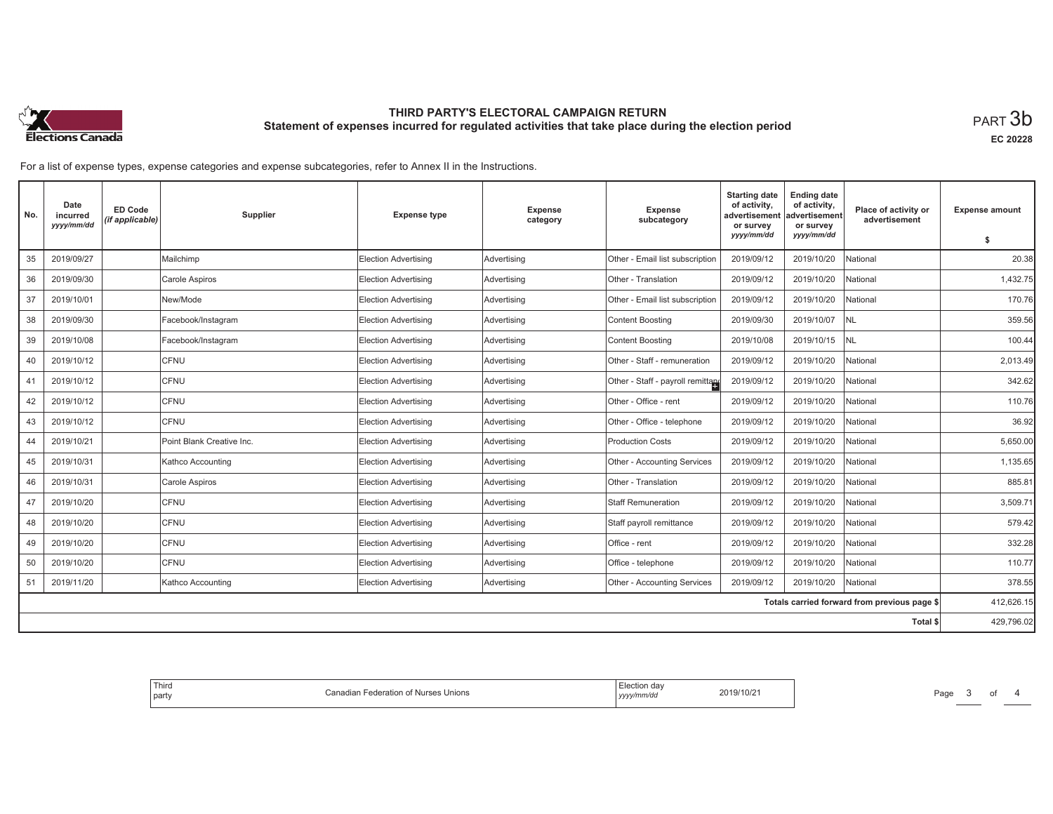# THIRD PARTY'S ELECTORAL CAMPAIGN RETURN

## Statement of expenses incurred for regulated activities that take place during the election period

PART 3b

EC 20228

For a list of expense types, expense categories and expense subcategories, refer to Annex II in the Instructions.

| No. | Date incurred *yyyy/mm/dd* | ED Code *(if applicable)* | Supplier | Expense type | Expense category | Expense subcategory | Starting date of activity, advertisement or survey *yyyy/mm/dd* | Ending date of activity, advertisement or survey *yyyy/mm/dd* | Place of activity or advertisement | Expense amount $ |
|---|---|---|---|---|---|---|---|---|---|---|
| 35 | 2019/09/27 | | Mailchimp | Election Advertising | Advertising | Other - Email list subscription | 2019/09/12 | 2019/10/20 | National | 20.38 |
| 36 | 2019/09/30 | | Carole Aspiros | Election Advertising | Advertising | Other - Translation | 2019/09/12 | 2019/10/20 | National | 1,432.75 |
| 37 | 2019/10/01 | | New/Mode | Election Advertising | Advertising | Other - Email list subscription | 2019/09/12 | 2019/10/20 | National | 170.76 |
| 38 | 2019/09/30 | | Facebook/Instagram | Election Advertising | Advertising | Content Boosting | 2019/09/30 | 2019/10/07 | NL | 359.56 |
| 39 | 2019/10/08 | | Facebook/Instagram | Election Advertising | Advertising | Content Boosting | 2019/10/08 | 2019/10/15 | NL | 100.44 |
| 40 | 2019/10/12 | | CFNU | Election Advertising | Advertising | Other - Staff - remuneration | 2019/09/12 | 2019/10/20 | National | 2,013.49 |
| 41 | 2019/10/12 | | CFNU | Election Advertising | Advertising | Other - Staff - payroll remittan | 2019/09/12 | 2019/10/20 | National | 342.62 |
| 42 | 2019/10/12 | | CFNU | Election Advertising | Advertising | Other - Office - rent | 2019/09/12 | 2019/10/20 | National | 110.76 |
| 43 | 2019/10/12 | | CFNU | Election Advertising | Advertising | Other - Office - telephone | 2019/09/12 | 2019/10/20 | National | 36.92 |
| 44 | 2019/10/21 | | Point Blank Creative Inc. | Election Advertising | Advertising | Production Costs | 2019/09/12 | 2019/10/20 | National | 5,650.00 |
| 45 | 2019/10/31 | | Kathco Accounting | Election Advertising | Advertising | Other - Accounting Services | 2019/09/12 | 2019/10/20 | National | 1,135.65 |
| 46 | 2019/10/31 | | Carole Aspiros | Election Advertising | Advertising | Other - Translation | 2019/09/12 | 2019/10/20 | National | 885.81 |
| 47 | 2019/10/20 | | CFNU | Election Advertising | Advertising | Staff Remuneration | 2019/09/12 | 2019/10/20 | National | 3,509.71 |
| 48 | 2019/10/20 | | CFNU | Election Advertising | Advertising | Staff payroll remittance | 2019/09/12 | 2019/10/20 | National | 579.42 |
| 49 | 2019/10/20 | | CFNU | Election Advertising | Advertising | Office - rent | 2019/09/12 | 2019/10/20 | National | 332.28 |
| 50 | 2019/10/20 | | CFNU | Election Advertising | Advertising | Office - telephone | 2019/09/12 | 2019/10/20 | National | 110.77 |
| 51 | 2019/11/20 | | Kathco Accounting | Election Advertising | Advertising | Other - Accounting Services | 2019/09/12 | 2019/10/20 | National | 378.55 |
| | | | | | | | | | Totals carried forward from previous page $ | 412,626.15 |
| | | | | | | | | | Total $ | 429,796.02 |

Third party: Canadian Federation of Nurses Unions

Election day *yyyy/mm/dd*: 2019/10/21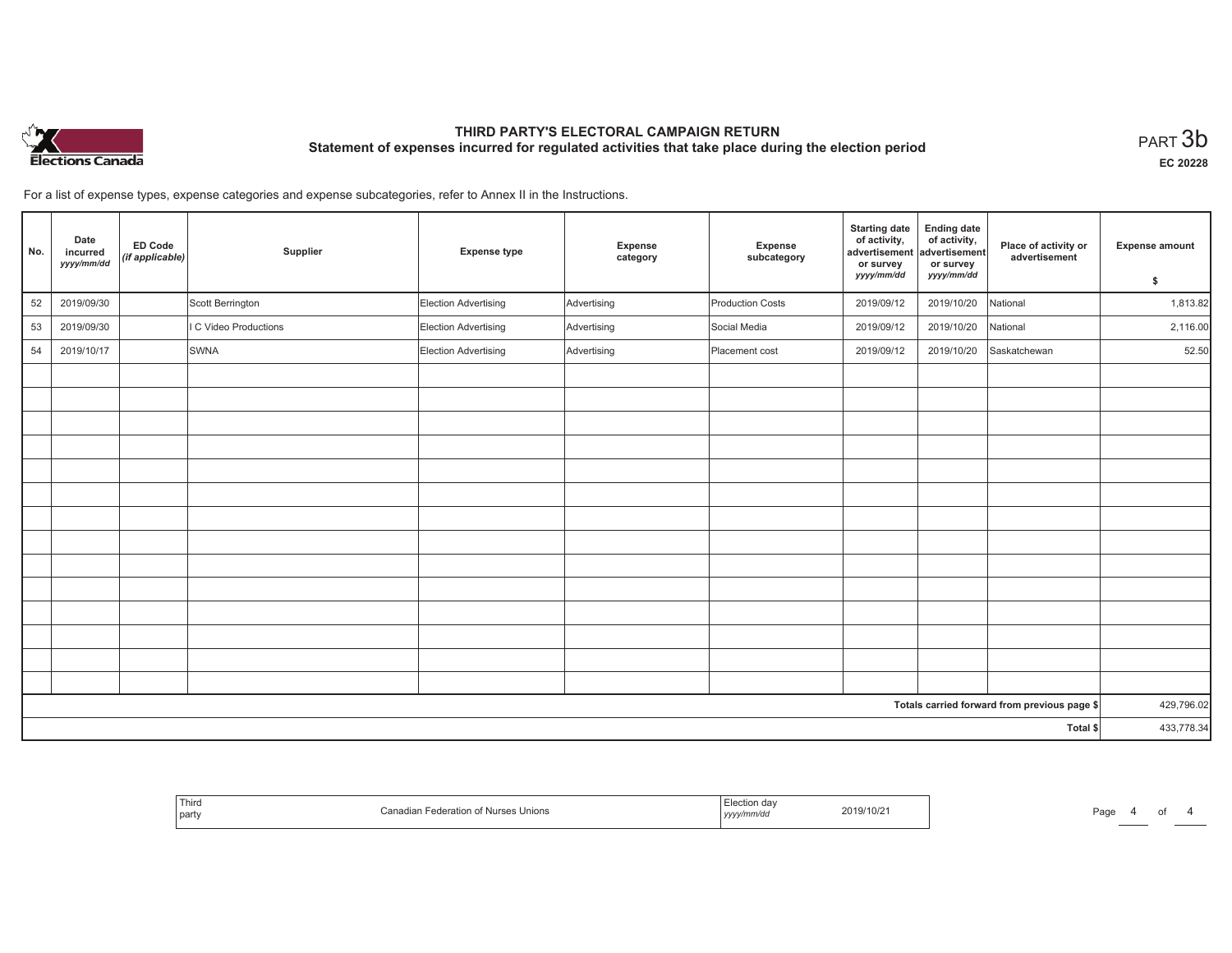# THIRD PARTY'S ELECTORAL CAMPAIGN RETURN

## Statement of expenses incurred for regulated activities that take place during the election period

PART 3b

EC 20228

For a list of expense types, expense categories and expense subcategories, refer to Annex II in the Instructions.

| No. | Date incurred *yyyy/mm/dd* | ED Code *(if applicable)* | Supplier | Expense type | Expense category | Expense subcategory | Starting date of activity, advertisement or survey *yyyy/mm/dd* | Ending date of activity, advertisement or survey *yyyy/mm/dd* | Place of activity or advertisement | Expense amount $ |
|---|---|---|---|---|---|---|---|---|---|---|
| 52 | 2019/09/30 | | Scott Berrington | Election Advertising | Advertising | Production Costs | 2019/09/12 | 2019/10/20 | National | 1,813.82 |
| 53 | 2019/09/30 | | I C Video Productions | Election Advertising | Advertising | Social Media | 2019/09/12 | 2019/10/20 | National | 2,116.00 |
| 54 | 2019/10/17 | | SWNA | Election Advertising | Advertising | Placement cost | 2019/09/12 | 2019/10/20 | Saskatchewan | 52.50 |
| | | | | | | | | | | |
| | | | | | | | | | | |
| | | | | | | | | | | |
| | | | | | | | | | | |
| | | | | | | | | | | |
| | | | | | | | | | | |
| | | | | | | | | | | |
| | | | | | | | | | | |
| | | | | | | | | | | |
| | | | | | | | | | | |
| | | | | | | | | | | |
| | | | | | | | | | | |
| | | | | | | | | | | |
| | | | | | | | | | **Totals carried forward from previous page $** | 429,796.02 |
| | | | | | | | | | **Total $** | 433,778.34 |

| Third party | Canadian Federation of Nurses Unions | Election day *yyyy/mm/dd* | 2019/10/21 |
|---|---|---|---|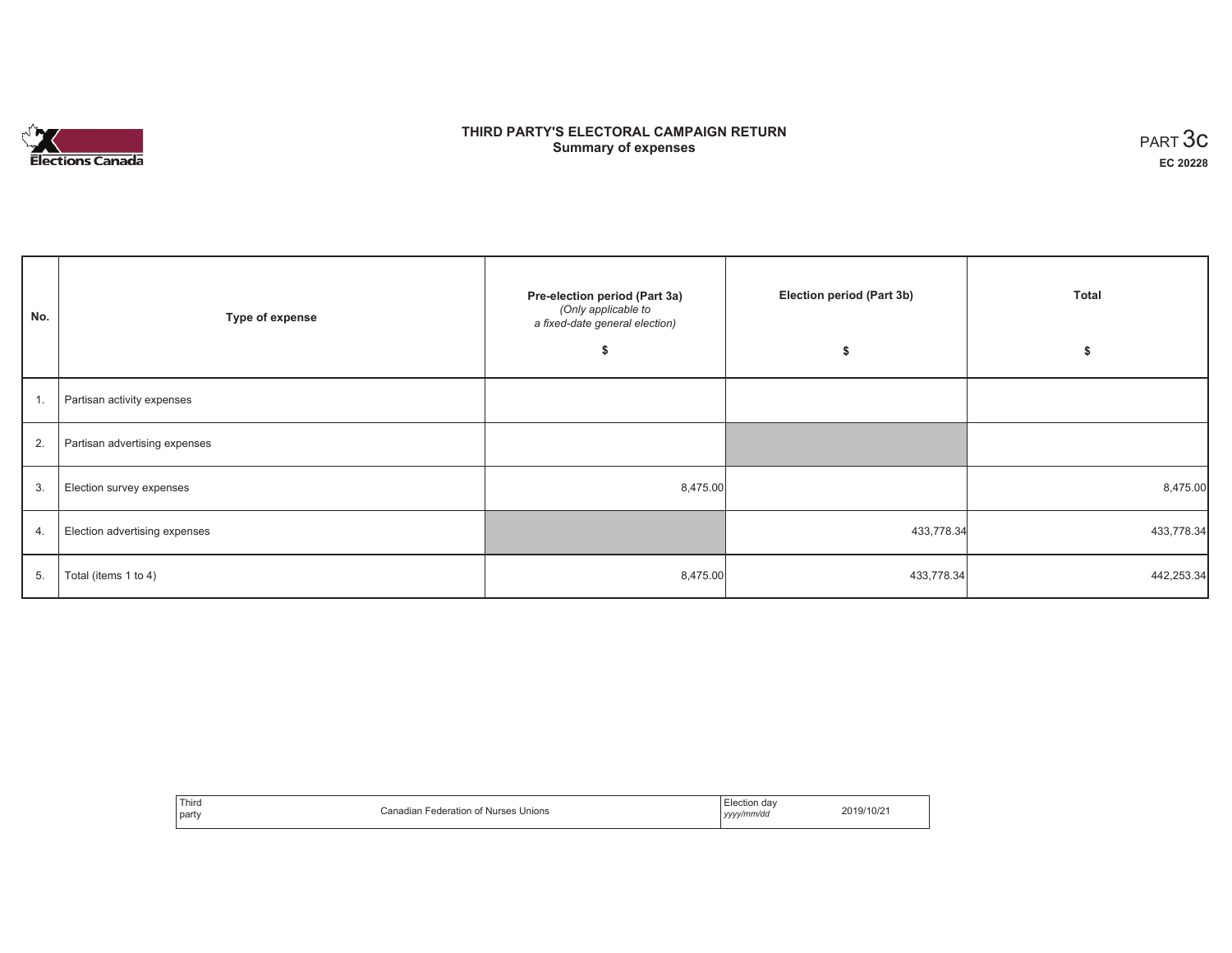# THIRD PARTY'S ELECTORAL CAMPAIGN RETURN
## Summary of expenses

PART 3c
**EC 20228**

| No. | Type of expense | Pre-election period (Part 3a) *(Only applicable to a fixed-date general election)* $ | Election period (Part 3b) $ | Total $ |
|---|---|---|---|---|
| 1. | Partisan activity expenses | | | |
| 2. | Partisan advertising expenses | | | |
| 3. | Election survey expenses | 8,475.00 | | 8,475.00 |
| 4. | Election advertising expenses | | 433,778.34 | 433,778.34 |
| 5. | Total (items 1 to 4) | 8,475.00 | 433,778.34 | 442,253.34 |

| Third party | Canadian Federation of Nurses Unions | Election day *yyyy/mm/dd* | 2019/10/21 |
|---|---|---|---|